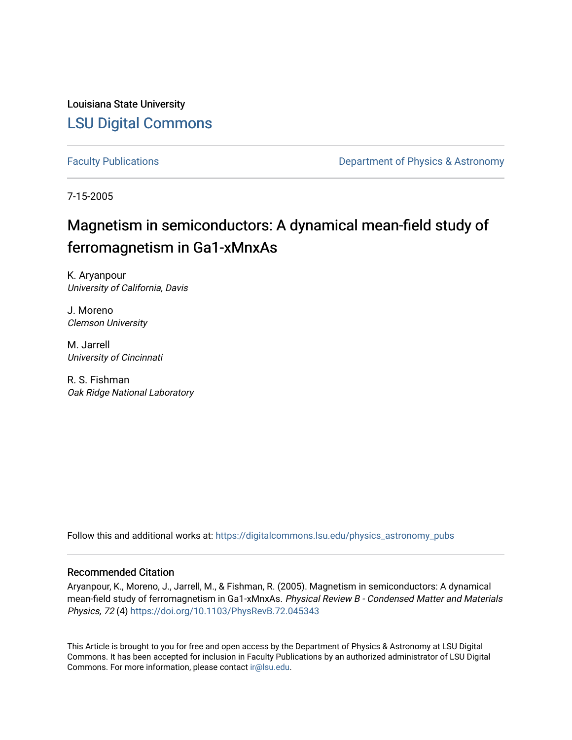Louisiana State University

# LSU Digital Commons

Faculty Publications — Department of Physics & Astronomy

7-15-2005

## Magnetism in semiconductors: A dynamical mean-field study of ferromagnetism in Ga1-xMnxAs

K. Aryanpour
*University of California, Davis*

J. Moreno
*Clemson University*

M. Jarrell
*University of Cincinnati*

R. S. Fishman
*Oak Ridge National Laboratory*

Follow this and additional works at: https://digitalcommons.lsu.edu/physics_astronomy_pubs

### Recommended Citation

Aryanpour, K., Moreno, J., Jarrell, M., & Fishman, R. (2005). Magnetism in semiconductors: A dynamical mean-field study of ferromagnetism in Ga1-xMnxAs. *Physical Review B - Condensed Matter and Materials Physics, 72* (4) https://doi.org/10.1103/PhysRevB.72.045343

This Article is brought to you for free and open access by the Department of Physics & Astronomy at LSU Digital Commons. It has been accepted for inclusion in Faculty Publications by an authorized administrator of LSU Digital Commons. For more information, please contact ir@lsu.edu.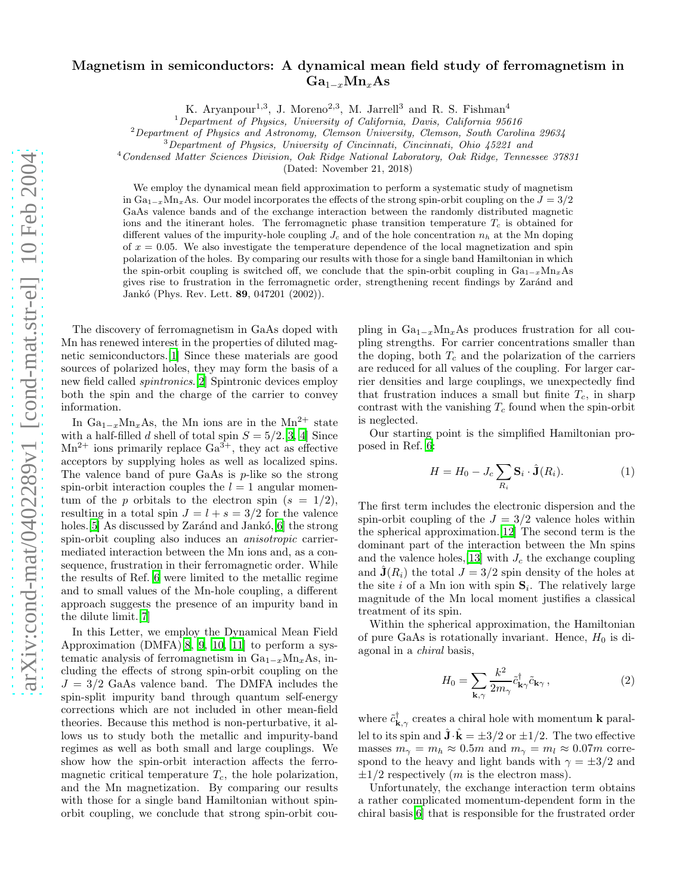# Magnetism in semiconductors: A dynamical mean field study of ferromagnetism in $Ga_{1-x}Mn_xAs$

K. Aryanpour[1,3], J. Moreno[2,3], M. Jarrell[3] and R. S. Fishman[4]

[1] *Department of Physics, University of California, Davis, California 95616*
[2] *Department of Physics and Astronomy, Clemson University, Clemson, South Carolina 29634*
[3] *Department of Physics, University of Cincinnati, Cincinnati, Ohio 45221 and*
[4] *Condensed Matter Sciences Division, Oak Ridge National Laboratory, Oak Ridge, Tennessee 37831*

(Dated: November 21, 2018)

We employ the dynamical mean field approximation to perform a systematic study of magnetism in $Ga_{1-x}Mn_xAs$. Our model incorporates the effects of the strong spin-orbit coupling on the $J = 3/2$ GaAs valence bands and of the exchange interaction between the randomly distributed magnetic ions and the itinerant holes. The ferromagnetic phase transition temperature $T_c$ is obtained for different values of the impurity-hole coupling $J_c$ and of the hole concentration $n_h$ at the Mn doping of $x = 0.05$. We also investigate the temperature dependence of the local magnetization and spin polarization of the holes. By comparing our results with those for a single band Hamiltonian in which the spin-orbit coupling is switched off, we conclude that the spin-orbit coupling in $Ga_{1-x}Mn_xAs$ gives rise to frustration in the ferromagnetic order, strengthening recent findings by Zaránd and Jankó (Phys. Rev. Lett. **89**, 047201 (2002)).

The discovery of ferromagnetism in GaAs doped with Mn has renewed interest in the properties of diluted magnetic semiconductors.[1] Since these materials are good sources of polarized holes, they may form the basis of a new field called *spintronics*.[2] Spintronic devices employ both the spin and the charge of the carrier to convey information.

In $Ga_{1-x}Mn_xAs$, the Mn ions are in the $Mn^{2+}$ state with a half-filled $d$ shell of total spin $S = 5/2$.[3, 4] Since $Mn^{2+}$ ions primarily replace $Ga^{3+}$, they act as effective acceptors by supplying holes as well as localized spins. The valence band of pure GaAs is $p$-like so the strong spin-orbit interaction couples the $l = 1$ angular momentum of the $p$ orbitals to the electron spin ($s = 1/2$), resulting in a total spin $J = l + s = 3/2$ for the valence holes.[5] As discussed by Zaránd and Jankó,[6] the strong spin-orbit coupling also induces an *anisotropic* carrier-mediated interaction between the Mn ions and, as a consequence, frustration in their ferromagnetic order. While the results of Ref. [6] were limited to the metallic regime and to small values of the Mn-hole coupling, a different approach suggests the presence of an impurity band in the dilute limit.[7]

In this Letter, we employ the Dynamical Mean Field Approximation (DMFA)[8, 9, 10, 11] to perform a systematic analysis of ferromagnetism in $Ga_{1-x}Mn_xAs$, including the effects of strong spin-orbit coupling on the $J = 3/2$ GaAs valence band. The DMFA includes the spin-split impurity band through quantum self-energy corrections which are not included in other mean-field theories. Because this method is non-perturbative, it allows us to study both the metallic and impurity-band regimes as well as both small and large couplings. We show how the spin-orbit interaction affects the ferromagnetic critical temperature $T_c$, the hole polarization, and the Mn magnetization. By comparing our results with those for a single band Hamiltonian without spin-orbit coupling, we conclude that strong spin-orbit coupling in $Ga_{1-x}Mn_xAs$ produces frustration for all coupling strengths. For carrier concentrations smaller than the doping, both $T_c$ and the polarization of the carriers are reduced for all values of the coupling. For larger carrier densities and large couplings, we unexpectedly find that frustration induces a small but finite $T_c$, in sharp contrast with the vanishing $T_c$ found when the spin-orbit is neglected.

Our starting point is the simplified Hamiltonian proposed in Ref. [6]:

$$H = H_0 - J_c \sum_{R_i} \mathbf{S}_i \cdot \hat{\mathbf{J}}(R_i). \tag{1}$$

The first term includes the electronic dispersion and the spin-orbit coupling of the $J = 3/2$ valence holes within the spherical approximation.[12] The second term is the dominant part of the interaction between the Mn spins and the valence holes,[13] with $J_c$ the exchange coupling and $\hat{\mathbf{J}}(R_i)$ the total $J = 3/2$ spin density of the holes at the site $i$ of a Mn ion with spin $\mathbf{S}_i$. The relatively large magnitude of the Mn local moment justifies a classical treatment of its spin.

Within the spherical approximation, the Hamiltonian of pure GaAs is rotationally invariant. Hence, $H_0$ is diagonal in a *chiral* basis,

$$H_0 = \sum_{\mathbf{k},\gamma} \frac{k^2}{2m_\gamma} \tilde{c}^\dagger_{\mathbf{k}\gamma} \tilde{c}_{\mathbf{k}\gamma}\,, \tag{2}$$

where $\tilde{c}^\dagger_{\mathbf{k},\gamma}$ creates a chiral hole with momentum $\mathbf{k}$ parallel to its spin and $\hat{\mathbf{J}} \cdot \hat{\mathbf{k}} = \pm 3/2$ or $\pm 1/2$. The two effective masses $m_\gamma = m_h \approx 0.5m$ and $m_\gamma = m_l \approx 0.07m$ correspond to the heavy and light bands with $\gamma = \pm 3/2$ and $\pm 1/2$ respectively ($m$ is the electron mass).

Unfortunately, the exchange interaction term obtains a rather complicated momentum-dependent form in the chiral basis[6] that is responsible for the frustrated order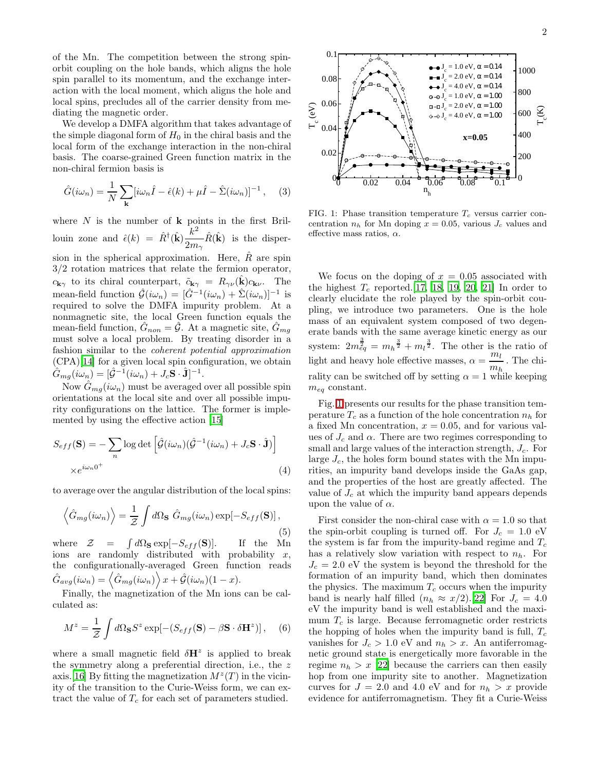of the Mn. The competition between the strong spin-orbit coupling on the hole bands, which aligns the hole spin parallel to its momentum, and the exchange interaction with the local moment, which aligns the hole and local spins, precludes all of the carrier density from mediating the magnetic order.

We develop a DMFA algorithm that takes advantage of the simple diagonal form of $H_0$ in the chiral basis and the local form of the exchange interaction in the non-chiral basis. The coarse-grained Green function matrix in the non-chiral fermion basis is

$$\hat{G}(i\omega_n) = \frac{1}{N}\sum_{\mathbf{k}}[i\omega_n \hat{I} - \hat{\epsilon}(k) + \mu\hat{I} - \hat{\Sigma}(i\omega_n)]^{-1}, \quad (3)$$

where $N$ is the number of $\mathbf{k}$ points in the first Brillouin zone and $\hat{\epsilon}(k) = \hat{R}^{\dagger}(\hat{\mathbf{k}})\frac{k^2}{2m_\gamma}\hat{R}(\hat{\mathbf{k}})$ is the dispersion in the spherical approximation. Here, $\hat{R}$ are spin 3/2 rotation matrices that relate the fermion operator, $c_{\mathbf{k}\gamma}$ to its chiral counterpart, $\tilde{c}_{\mathbf{k}\gamma} = R_{\gamma\nu}(\hat{\mathbf{k}})c_{\mathbf{k}\nu}$. The mean-field function $\hat{\mathcal{G}}(i\omega_n) = [\hat{G}^{-1}(i\omega_n) + \hat{\Sigma}(i\omega_n)]^{-1}$ is required to solve the DMFA impurity problem. At a nonmagnetic site, the local Green function equals the mean-field function, $\hat{G}_{non} = \hat{\mathcal{G}}$. At a magnetic site, $\hat{G}_{mg}$ must solve a local problem. By treating disorder in a fashion similar to the *coherent potential approximation* (CPA)[14] for a given local spin configuration, we obtain $\hat{G}_{mg}(i\omega_n) = [\hat{\mathcal{G}}^{-1}(i\omega_n) + J_c\mathbf{S}\cdot\hat{\mathbf{J}}]^{-1}$.

Now $\hat{G}_{mg}(i\omega_n)$ must be averaged over all possible spin orientations at the local site and over all possible impurity configurations on the lattice. The former is implemented by using the effective action [15]

$$S_{eff}(\mathbf{S}) = -\sum_n \log\det\left[\hat{\mathcal{G}}(i\omega_n)(\hat{\mathcal{G}}^{-1}(i\omega_n) + J_c\mathbf{S}\cdot\hat{\mathbf{J}})\right] \times e^{i\omega_n 0^+} \quad (4)$$

to average over the angular distribution of the local spins:

$$\left\langle \hat{G}_{mg}(i\omega_n)\right\rangle = \frac{1}{\mathcal{Z}}\int d\Omega_{\mathbf{S}}\ \hat{G}_{mg}(i\omega_n)\exp[-S_{eff}(\mathbf{S})], \quad (5)$$

where $\mathcal{Z} = \int d\Omega_{\mathbf{S}}\exp[-S_{eff}(\mathbf{S})]$. If the Mn ions are randomly distributed with probability $x$, the configurationally-averaged Green function reads $\hat{G}_{avg}(i\omega_n) = \left\langle \hat{G}_{mg}(i\omega_n)\right\rangle x + \hat{\mathcal{G}}(i\omega_n)(1-x)$.

Finally, the magnetization of the Mn ions can be calculated as:

$$M^z = \frac{1}{\mathcal{Z}}\int d\Omega_{\mathbf{S}} S^z \exp[-(S_{eff}(\mathbf{S}) - \beta\mathbf{S}\cdot\delta\mathbf{H}^z)], \quad (6)$$

where a small magnetic field $\delta\mathbf{H}^z$ is applied to break the symmetry along a preferential direction, i.e., the $z$ axis.[16] By fitting the magnetization $M^z(T)$ in the vicinity of the transition to the Curie-Weiss form, we can extract the value of $T_c$ for each set of parameters studied.

FIG. 1: Phase transition temperature $T_c$ versus carrier concentration $n_h$ for Mn doping $x = 0.05$, various $J_c$ values and effective mass ratios, $\alpha$.

We focus on the doping of $x = 0.05$ associated with the highest $T_c$ reported.[17, 18, 19, 20, 21] In order to clearly elucidate the role played by the spin-orbit coupling, we introduce two parameters. One is the hole mass of an equivalent system composed of two degenerate bands with the same average kinetic energy as our system: $2m_{eq}^{\frac{3}{2}} = m_h^{\frac{3}{2}} + m_l^{\frac{3}{2}}$. The other is the ratio of light and heavy hole effective masses, $\alpha = \frac{m_l}{m_h}$. The chirality can be switched off by setting $\alpha = 1$ while keeping $m_{eq}$ constant.

Fig. 1 presents our results for the phase transition temperature $T_c$ as a function of the hole concentration $n_h$ for a fixed Mn concentration, $x = 0.05$, and for various values of $J_c$ and $\alpha$. There are two regimes corresponding to small and large values of the interaction strength, $J_c$. For large $J_c$, the holes form bound states with the Mn impurities, an impurity band develops inside the GaAs gap, and the properties of the host are greatly affected. The value of $J_c$ at which the impurity band appears depends upon the value of $\alpha$.

First consider the non-chiral case with $\alpha = 1.0$ so that the spin-orbit coupling is turned off. For $J_c = 1.0$ eV the system is far from the impurity-band regime and $T_c$ has a relatively slow variation with respect to $n_h$. For $J_c = 2.0$ eV the system is beyond the threshold for the formation of an impurity band, which then dominates the physics. The maximum $T_c$ occurs when the impurity band is nearly half filled ($n_h \approx x/2$).[22] For $J_c = 4.0$ eV the impurity band is well established and the maximum $T_c$ is large. Because ferromagnetic order restricts the hopping of holes when the impurity band is full, $T_c$ vanishes for $J_c > 1.0$ eV and $n_h > x$. An antiferromagnetic ground state is energetically more favorable in the regime $n_h > x$ [22] because the carriers can then easily hop from one impurity site to another. Magnetization curves for $J = 2.0$ and 4.0 eV and for $n_h > x$ provide evidence for antiferromagnetism. They fit a Curie-Weiss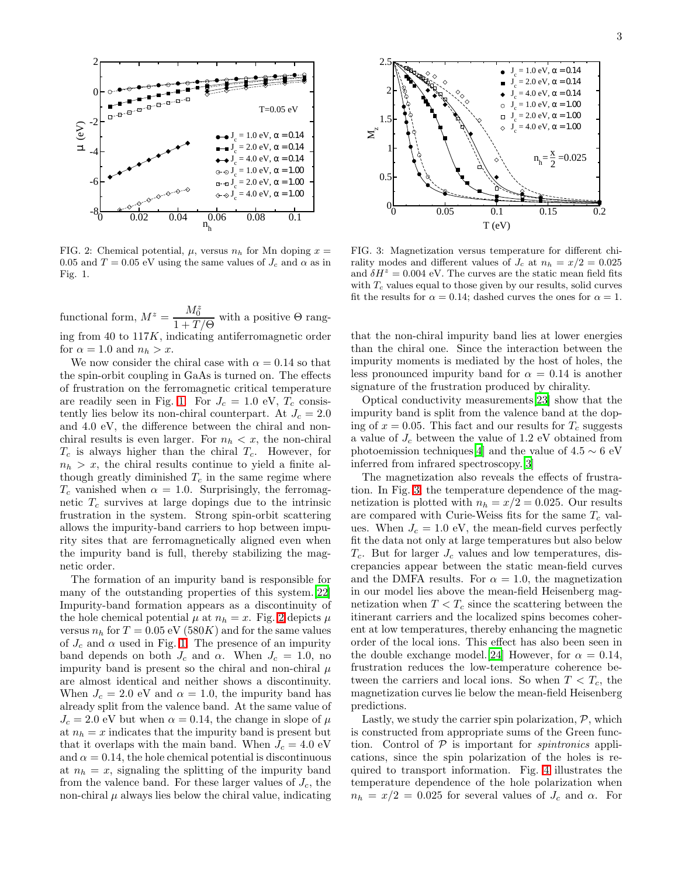FIG. 2: Chemical potential, $\mu$, versus $n_h$ for Mn doping $x = 0.05$ and $T = 0.05$ eV using the same values of $J_c$ and $\alpha$ as in Fig. 1.

FIG. 3: Magnetization versus temperature for different chirality modes and different values of $J_c$ at $n_h = x/2 = 0.025$ and $\delta H^z = 0.004$ eV. The curves are the static mean field fits with $T_c$ values equal to those given by our results, solid curves fit the results for $\alpha = 0.14$; dashed curves the ones for $\alpha = 1$.

functional form, $M^z = \dfrac{M_0^z}{1 + T/\Theta}$ with a positive $\Theta$ ranging from 40 to 117$K$, indicating antiferromagnetic order for $\alpha = 1.0$ and $n_h > x$.

We now consider the chiral case with $\alpha = 0.14$ so that the spin-orbit coupling in GaAs is turned on. The effects of frustration on the ferromagnetic critical temperature are readily seen in Fig. 1. For $J_c = 1.0$ eV, $T_c$ consistently lies below its non-chiral counterpart. At $J_c = 2.0$ and 4.0 eV, the difference between the chiral and non-chiral results is even larger. For $n_h < x$, the non-chiral $T_c$ is always higher than the chiral $T_c$. However, for $n_h > x$, the chiral results continue to yield a finite although greatly diminished $T_c$ in the same regime where $T_c$ vanished when $\alpha = 1.0$. Surprisingly, the ferromagnetic $T_c$ survives at large dopings due to the intrinsic frustration in the system. Strong spin-orbit scattering allows the impurity-band carriers to hop between impurity sites that are ferromagnetically aligned even when the impurity band is full, thereby stabilizing the magnetic order.

The formation of an impurity band is responsible for many of the outstanding properties of this system.[22] Impurity-band formation appears as a discontinuity of the hole chemical potential $\mu$ at $n_h = x$. Fig. 2 depicts $\mu$ versus $n_h$ for $T = 0.05$ eV (580$K$) and for the same values of $J_c$ and $\alpha$ used in Fig. 1. The presence of an impurity band depends on both $J_c$ and $\alpha$. When $J_c = 1.0$, no impurity band is present so the chiral and non-chiral $\mu$ are almost identical and neither shows a discontinuity. When $J_c = 2.0$ eV and $\alpha = 1.0$, the impurity band has already split from the valence band. At the same value of $J_c = 2.0$ eV but when $\alpha = 0.14$, the change in slope of $\mu$ at $n_h = x$ indicates that the impurity band is present but that it overlaps with the main band. When $J_c = 4.0$ eV and $\alpha = 0.14$, the hole chemical potential is discontinuous at $n_h = x$, signaling the splitting of the impurity band from the valence band. For these larger values of $J_c$, the non-chiral $\mu$ always lies below the chiral value, indicating that the non-chiral impurity band lies at lower energies than the chiral one. Since the interaction between the impurity moments is mediated by the host of holes, the less pronounced impurity band for $\alpha = 0.14$ is another signature of the frustration produced by chirality.

Optical conductivity measurements[23] show that the impurity band is split from the valence band at the doping of $x = 0.05$. This fact and our results for $T_c$ suggests a value of $J_c$ between the value of 1.2 eV obtained from photoemission techniques[4] and the value of $4.5 \sim 6$ eV inferred from infrared spectroscopy.[3]

The magnetization also reveals the effects of frustration. In Fig. 3, the temperature dependence of the magnetization is plotted with $n_h = x/2 = 0.025$. Our results are compared with Curie-Weiss fits for the same $T_c$ values. When $J_c = 1.0$ eV, the mean-field curves perfectly fit the data not only at large temperatures but also below $T_c$. But for larger $J_c$ values and low temperatures, discrepancies appear between the static mean-field curves and the DMFA results. For $\alpha = 1.0$, the magnetization in our model lies above the mean-field Heisenberg magnetization when $T < T_c$ since the scattering between the itinerant carriers and the localized spins becomes coherent at low temperatures, thereby enhancing the magnetic order of the local ions. This effect has also been seen in the double exchange model.[24] However, for $\alpha = 0.14$, frustration reduces the low-temperature coherence between the carriers and local ions. So when $T < T_c$, the magnetization curves lie below the mean-field Heisenberg predictions.

Lastly, we study the carrier spin polarization, $\mathcal{P}$, which is constructed from appropriate sums of the Green function. Control of $\mathcal{P}$ is important for *spintronics* applications, since the spin polarization of the holes is required to transport information. Fig. 4 illustrates the temperature dependence of the hole polarization when $n_h = x/2 = 0.025$ for several values of $J_c$ and $\alpha$. For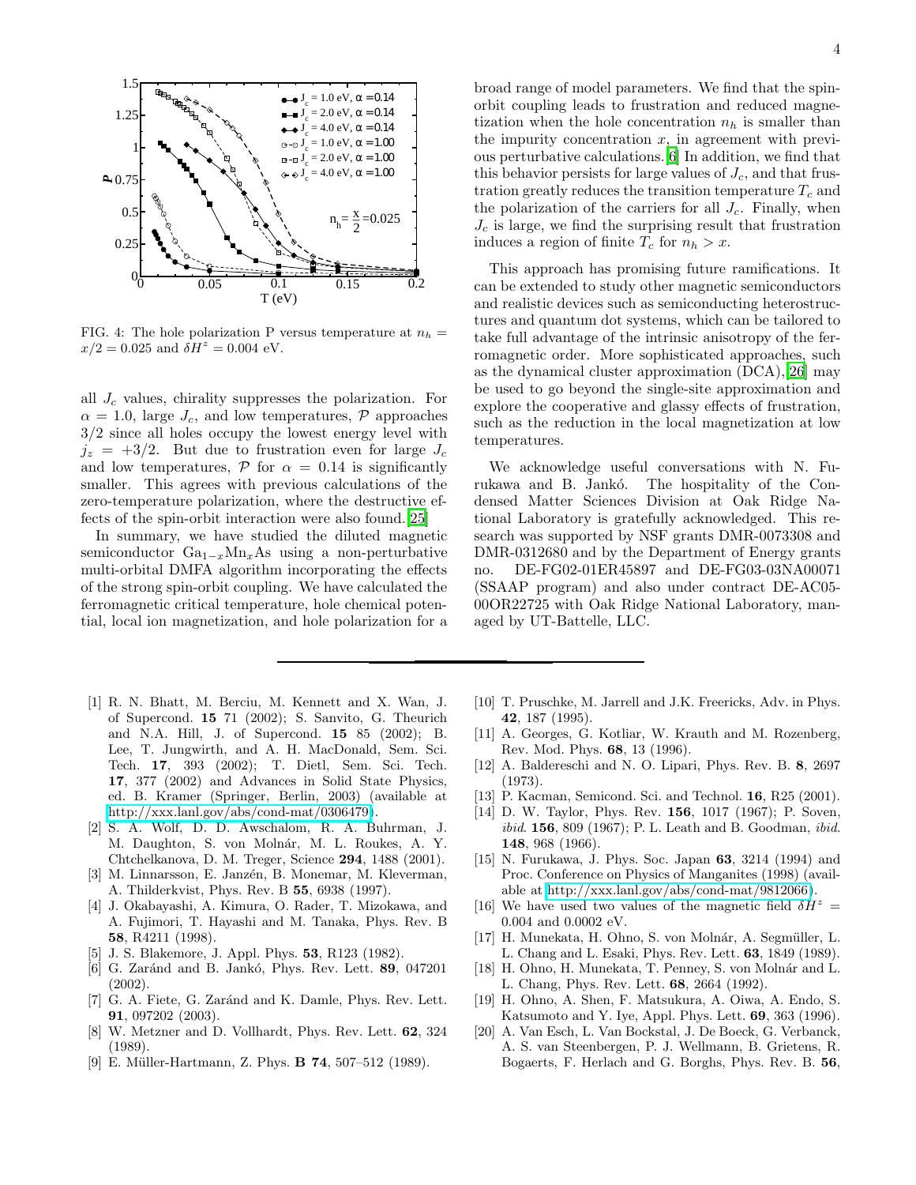FIG. 4: The hole polarization P versus temperature at $n_h = x/2 = 0.025$ and $\delta H^z = 0.004$ eV.

all $J_c$ values, chirality suppresses the polarization. For $\alpha = 1.0$, large $J_c$, and low temperatures, $\mathcal{P}$ approaches 3/2 since all holes occupy the lowest energy level with $j_z = +3/2$. But due to frustration even for large $J_c$ and low temperatures, $\mathcal{P}$ for $\alpha = 0.14$ is significantly smaller. This agrees with previous calculations of the zero-temperature polarization, where the destructive effects of the spin-orbit interaction were also found.[25]

In summary, we have studied the diluted magnetic semiconductor $Ga_{1-x}Mn_xAs$ using a non-perturbative multi-orbital DMFA algorithm incorporating the effects of the strong spin-orbit coupling. We have calculated the ferromagnetic critical temperature, hole chemical potential, local ion magnetization, and hole polarization for a broad range of model parameters. We find that the spin-orbit coupling leads to frustration and reduced magnetization when the hole concentration $n_h$ is smaller than the impurity concentration $x$, in agreement with previous perturbative calculations.[6] In addition, we find that this behavior persists for large values of $J_c$, and that frustration greatly reduces the transition temperature $T_c$ and the polarization of the carriers for all $J_c$. Finally, when $J_c$ is large, we find the surprising result that frustration induces a region of finite $T_c$ for $n_h > x$.

This approach has promising future ramifications. It can be extended to study other magnetic semiconductors and realistic devices such as semiconducting heterostructures and quantum dot systems, which can be tailored to take full advantage of the intrinsic anisotropy of the ferromagnetic order. More sophisticated approaches, such as the dynamical cluster approximation (DCA),[26] may be used to go beyond the single-site approximation and explore the cooperative and glassy effects of frustration, such as the reduction in the local magnetization at low temperatures.

We acknowledge useful conversations with N. Furukawa and B. Jankó. The hospitality of the Condensed Matter Sciences Division at Oak Ridge National Laboratory is gratefully acknowledged. This research was supported by NSF grants DMR-0073308 and DMR-0312680 and by the Department of Energy grants no. DE-FG02-01ER45897 and DE-FG03-03NA00071 (SSAAP program) and also under contract DE-AC05-00OR22725 with Oak Ridge National Laboratory, managed by UT-Battelle, LLC.

---

[1] R. N. Bhatt, M. Berciu, M. Kennett and X. Wan, J. of Supercond. **15** 71 (2002); S. Sanvito, G. Theurich and N.A. Hill, J. of Supercond. **15** 85 (2002); B. Lee, T. Jungwirth, and A. H. MacDonald, Sem. Sci. Tech. **17**, 393 (2002); T. Dietl, Sem. Sci. Tech. **17**, 377 (2002) and Advances in Solid State Physics, ed. B. Kramer (Springer, Berlin, 2003) (available at http://xxx.lanl.gov/abs/cond-mat/0306479).

[2] S. A. Wolf, D. D. Awschalom, R. A. Buhrman, J. M. Daughton, S. von Molnár, M. L. Roukes, A. Y. Chtchelkanova, D. M. Treger, Science **294**, 1488 (2001).

[3] M. Linnarsson, E. Janzén, B. Monemar, M. Kleverman, A. Thilderkvist, Phys. Rev. B **55**, 6938 (1997).

[4] J. Okabayashi, A. Kimura, O. Rader, T. Mizokawa, and A. Fujimori, T. Hayashi and M. Tanaka, Phys. Rev. B **58**, R4211 (1998).

[5] J. S. Blakemore, J. Appl. Phys. **53**, R123 (1982).

[6] G. Zaránd and B. Jankó, Phys. Rev. Lett. **89**, 047201 (2002).

[7] G. A. Fiete, G. Zaránd and K. Damle, Phys. Rev. Lett. **91**, 097202 (2003).

[8] W. Metzner and D. Vollhardt, Phys. Rev. Lett. **62**, 324 (1989).

[9] E. Müller-Hartmann, Z. Phys. **B 74**, 507–512 (1989).

[10] T. Pruschke, M. Jarrell and J.K. Freericks, Adv. in Phys. **42**, 187 (1995).

[11] A. Georges, G. Kotliar, W. Krauth and M. Rozenberg, Rev. Mod. Phys. **68**, 13 (1996).

[12] A. Baldereschi and N. O. Lipari, Phys. Rev. B. **8**, 2697 (1973).

[13] P. Kacman, Semicond. Sci. and Technol. **16**, R25 (2001).

[14] D. W. Taylor, Phys. Rev. **156**, 1017 (1967); P. Soven, *ibid.* **156**, 809 (1967); P. L. Leath and B. Goodman, *ibid.* **148**, 968 (1966).

[15] N. Furukawa, J. Phys. Soc. Japan **63**, 3214 (1994) and Proc. Conference on Physics of Manganites (1998) (available at http://xxx.lanl.gov/abs/cond-mat/9812066).

[16] We have used two values of the magnetic field $\delta H^z$ = 0.004 and 0.0002 eV.

[17] H. Munekata, H. Ohno, S. von Molnár, A. Segmüller, L. L. Chang and L. Esaki, Phys. Rev. Lett. **63**, 1849 (1989).

[18] H. Ohno, H. Munekata, T. Penney, S. von Molnár and L. L. Chang, Phys. Rev. Lett. **68**, 2664 (1992).

[19] H. Ohno, A. Shen, F. Matsukura, A. Oiwa, A. Endo, S. Katsumoto and Y. Iye, Appl. Phys. Lett. **69**, 363 (1996).

[20] A. Van Esch, L. Van Bockstal, J. De Boeck, G. Verbanck, A. S. van Steenbergen, P. J. Wellmann, B. Grietens, R. Bogaerts, F. Herlach and G. Borghs, Phys. Rev. B. **56**,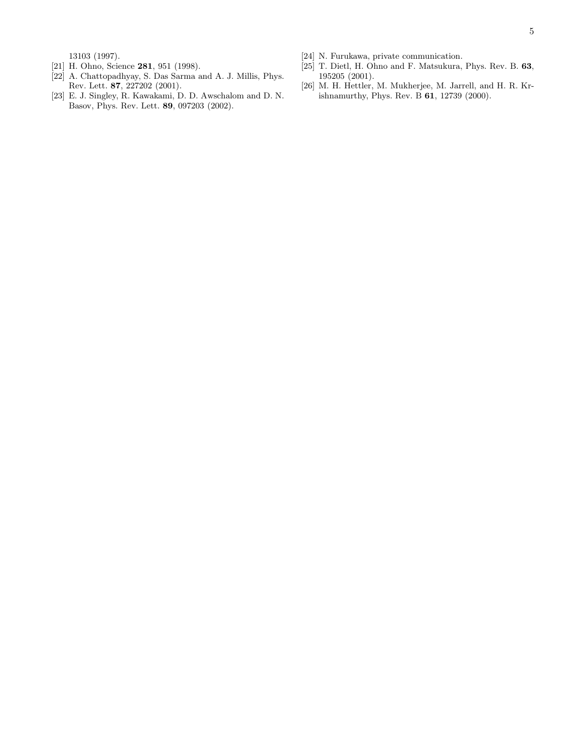13103 (1997).

[21] H. Ohno, Science **281**, 951 (1998).

[22] A. Chattopadhyay, S. Das Sarma and A. J. Millis, Phys. Rev. Lett. **87**, 227202 (2001).

[23] E. J. Singley, R. Kawakami, D. D. Awschalom and D. N. Basov, Phys. Rev. Lett. **89**, 097203 (2002).

[24] N. Furukawa, private communication.

[25] T. Dietl, H. Ohno and F. Matsukura, Phys. Rev. B. **63**, 195205 (2001).

[26] M. H. Hettler, M. Mukherjee, M. Jarrell, and H. R. Krishnamurthy, Phys. Rev. B **61**, 12739 (2000).